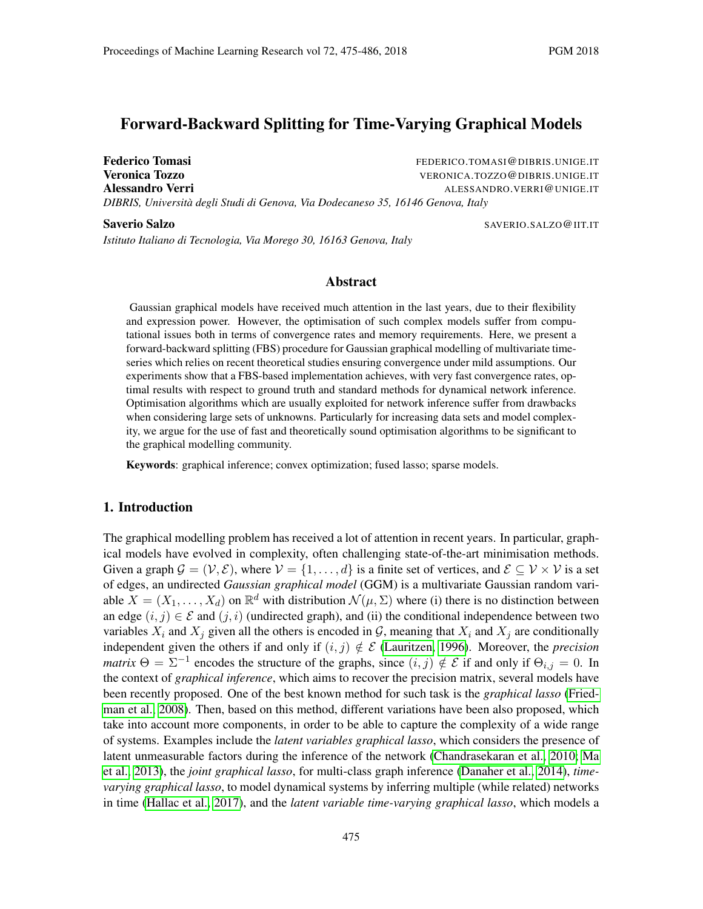# Forward-Backward Splitting for Time-Varying Graphical Models

**Federico Tomasi** FEDERICO.TOMASI@DIBRIS.UNIGE.IT
**Veronica Tozzo** VERONICA.TOZZO@DIBRIS.UNIGE.IT
**Alessandro Verri** ALESSANDRO.VERRI@UNIGE.IT
*DIBRIS, Università degli Studi di Genova, Via Dodecaneso 35, 16146 Genova, Italy*

**Saverio Salzo** SAVERIO.SALZO@IIT.IT
*Istituto Italiano di Tecnologia, Via Morego 30, 16163 Genova, Italy*

## Abstract

Gaussian graphical models have received much attention in the last years, due to their flexibility and expression power. However, the optimisation of such complex models suffer from computational issues both in terms of convergence rates and memory requirements. Here, we present a forward-backward splitting (FBS) procedure for Gaussian graphical modelling of multivariate time-series which relies on recent theoretical studies ensuring convergence under mild assumptions. Our experiments show that a FBS-based implementation achieves, with very fast convergence rates, optimal results with respect to ground truth and standard methods for dynamical network inference. Optimisation algorithms which are usually exploited for network inference suffer from drawbacks when considering large sets of unknowns. Particularly for increasing data sets and model complexity, we argue for the use of fast and theoretically sound optimisation algorithms to be significant to the graphical modelling community.

**Keywords**: graphical inference; convex optimization; fused lasso; sparse models.

## 1. Introduction

The graphical modelling problem has received a lot of attention in recent years. In particular, graphical models have evolved in complexity, often challenging state-of-the-art minimisation methods. Given a graph $\mathcal{G} = (\mathcal{V}, \mathcal{E})$, where $\mathcal{V} = \{1, \dots, d\}$ is a finite set of vertices, and $\mathcal{E} \subseteq \mathcal{V} \times \mathcal{V}$ is a set of edges, an undirected *Gaussian graphical model* (GGM) is a multivariate Gaussian random variable $X = (X_1, \dots, X_d)$ on $\mathbb{R}^d$ with distribution $\mathcal{N}(\mu, \Sigma)$ where (i) there is no distinction between an edge $(i, j) \in \mathcal{E}$ and $(j, i)$ (undirected graph), and (ii) the conditional independence between two variables $X_i$ and $X_j$ given all the others is encoded in $\mathcal{G}$, meaning that $X_i$ and $X_j$ are conditionally independent given the others if and only if $(i, j) \notin \mathcal{E}$ (Lauritzen, 1996). Moreover, the *precision matrix* $\Theta = \Sigma^{-1}$ encodes the structure of the graphs, since $(i, j) \notin \mathcal{E}$ if and only if $\Theta_{i,j} = 0$. In the context of *graphical inference*, which aims to recover the precision matrix, several models have been recently proposed. One of the best known method for such task is the *graphical lasso* (Friedman et al., 2008). Then, based on this method, different variations have been also proposed, which take into account more components, in order to be able to capture the complexity of a wide range of systems. Examples include the *latent variables graphical lasso*, which considers the presence of latent unmeasurable factors during the inference of the network (Chandrasekaran et al., 2010; Ma et al., 2013), the *joint graphical lasso*, for multi-class graph inference (Danaher et al., 2014), *time-varying graphical lasso*, to model dynamical systems by inferring multiple (while related) networks in time (Hallac et al., 2017), and the *latent variable time-varying graphical lasso*, which models a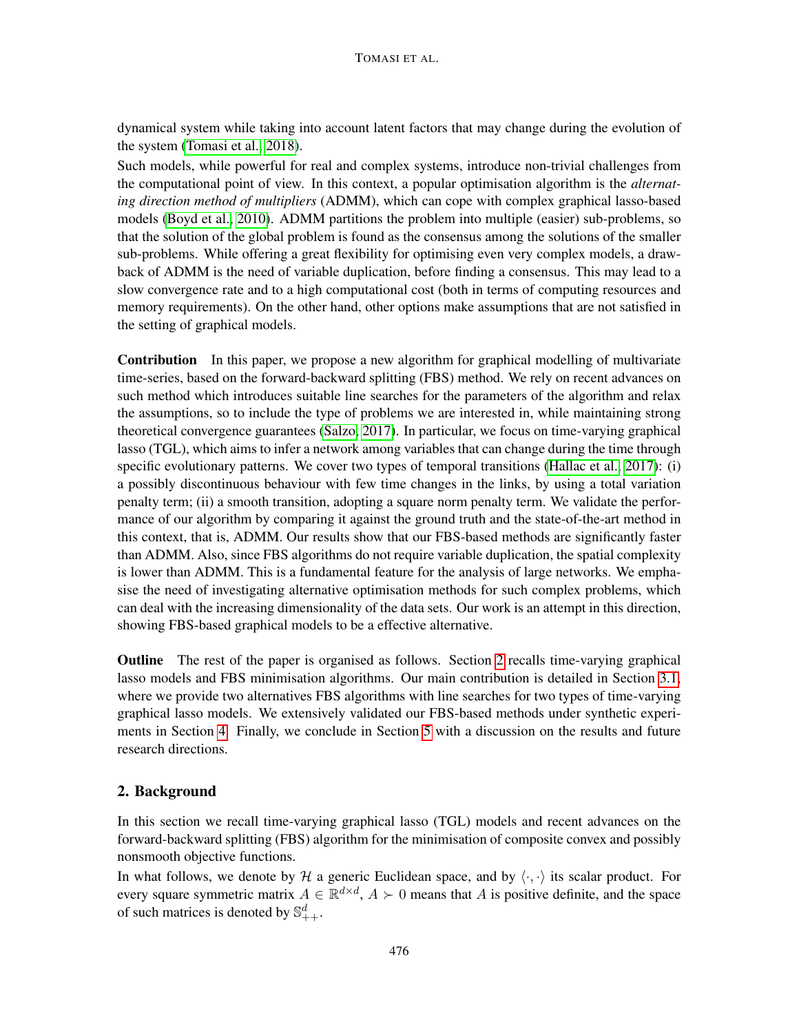dynamical system while taking into account latent factors that may change during the evolution of the system (Tomasi et al., 2018).

Such models, while powerful for real and complex systems, introduce non-trivial challenges from the computational point of view. In this context, a popular optimisation algorithm is the *alternating direction method of multipliers* (ADMM), which can cope with complex graphical lasso-based models (Boyd et al., 2010). ADMM partitions the problem into multiple (easier) sub-problems, so that the solution of the global problem is found as the consensus among the solutions of the smaller sub-problems. While offering a great flexibility for optimising even very complex models, a drawback of ADMM is the need of variable duplication, before finding a consensus. This may lead to a slow convergence rate and to a high computational cost (both in terms of computing resources and memory requirements). On the other hand, other options make assumptions that are not satisfied in the setting of graphical models.

**Contribution** In this paper, we propose a new algorithm for graphical modelling of multivariate time-series, based on the forward-backward splitting (FBS) method. We rely on recent advances on such method which introduces suitable line searches for the parameters of the algorithm and relax the assumptions, so to include the type of problems we are interested in, while maintaining strong theoretical convergence guarantees (Salzo, 2017). In particular, we focus on time-varying graphical lasso (TGL), which aims to infer a network among variables that can change during the time through specific evolutionary patterns. We cover two types of temporal transitions (Hallac et al., 2017): (i) a possibly discontinuous behaviour with few time changes in the links, by using a total variation penalty term; (ii) a smooth transition, adopting a square norm penalty term. We validate the performance of our algorithm by comparing it against the ground truth and the state-of-the-art method in this context, that is, ADMM. Our results show that our FBS-based methods are significantly faster than ADMM. Also, since FBS algorithms do not require variable duplication, the spatial complexity is lower than ADMM. This is a fundamental feature for the analysis of large networks. We emphasise the need of investigating alternative optimisation methods for such complex problems, which can deal with the increasing dimensionality of the data sets. Our work is an attempt in this direction, showing FBS-based graphical models to be a effective alternative.

**Outline** The rest of the paper is organised as follows. Section 2 recalls time-varying graphical lasso models and FBS minimisation algorithms. Our main contribution is detailed in Section 3.1, where we provide two alternatives FBS algorithms with line searches for two types of time-varying graphical lasso models. We extensively validated our FBS-based methods under synthetic experiments in Section 4. Finally, we conclude in Section 5 with a discussion on the results and future research directions.

## 2. Background

In this section we recall time-varying graphical lasso (TGL) models and recent advances on the forward-backward splitting (FBS) algorithm for the minimisation of composite convex and possibly nonsmooth objective functions.

In what follows, we denote by $\mathcal{H}$ a generic Euclidean space, and by $\langle \cdot, \cdot \rangle$ its scalar product. For every square symmetric matrix $A \in \mathbb{R}^{d \times d}$, $A \succ 0$ means that $A$ is positive definite, and the space of such matrices is denoted by $\mathbb{S}^d_{++}$.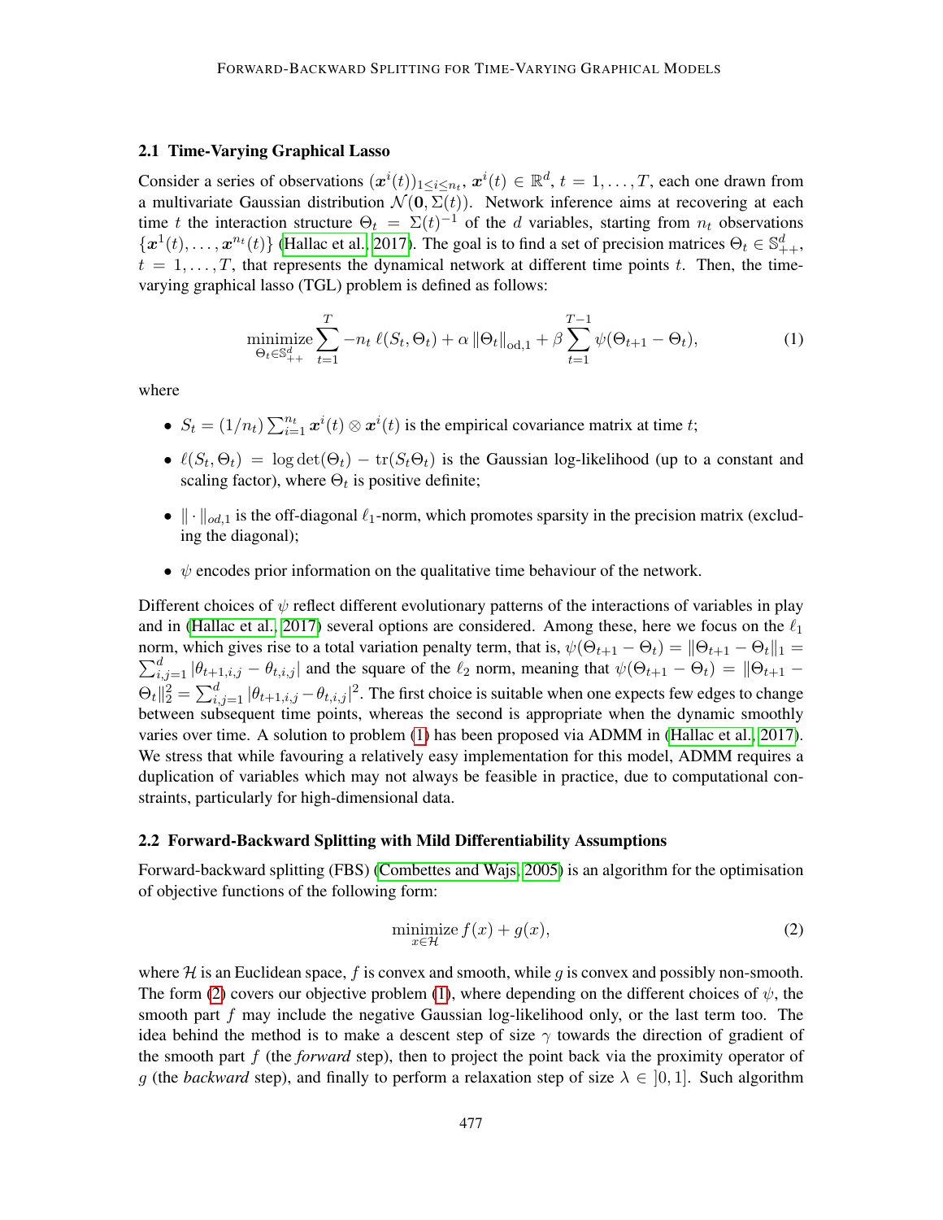### 2.1 Time-Varying Graphical Lasso

Consider a series of observations $(\boldsymbol{x}^i(t))_{1 \le i \le n_t}$, $\boldsymbol{x}^i(t) \in \mathbb{R}^d$, $t = 1, \dots, T$, each one drawn from a multivariate Gaussian distribution $\mathcal{N}(\mathbf{0}, \Sigma(t))$. Network inference aims at recovering at each time $t$ the interaction structure $\Theta_t = \Sigma(t)^{-1}$ of the $d$ variables, starting from $n_t$ observations $\{\boldsymbol{x}^1(t), \dots, \boldsymbol{x}^{n_t}(t)\}$ (Hallac et al., 2017). The goal is to find a set of precision matrices $\Theta_t \in \mathbb{S}^d_{++}$, $t = 1, \dots, T$, that represents the dynamical network at different time points $t$. Then, the time-varying graphical lasso (TGL) problem is defined as follows:

$$\underset{\Theta_t \in \mathbb{S}^d_{++}}{\text{minimize}} \sum_{t=1}^{T} -n_t\, \ell(S_t, \Theta_t) + \alpha \, \|\Theta_t\|_{\text{od},1} + \beta \sum_{t=1}^{T-1} \psi(\Theta_{t+1} - \Theta_t), \tag{1}$$

where

- $S_t = (1/n_t) \sum_{i=1}^{n_t} \boldsymbol{x}^i(t) \otimes \boldsymbol{x}^i(t)$ is the empirical covariance matrix at time $t$;
- $\ell(S_t, \Theta_t) = \log\det(\Theta_t) - \operatorname{tr}(S_t \Theta_t)$ is the Gaussian log-likelihood (up to a constant and scaling factor), where $\Theta_t$ is positive definite;
- $\| \cdot \|_{od,1}$ is the off-diagonal $\ell_1$-norm, which promotes sparsity in the precision matrix (excluding the diagonal);
- $\psi$ encodes prior information on the qualitative time behaviour of the network.

Different choices of $\psi$ reflect different evolutionary patterns of the interactions of variables in play and in (Hallac et al., 2017) several options are considered. Among these, here we focus on the $\ell_1$ norm, which gives rise to a total variation penalty term, that is, $\psi(\Theta_{t+1} - \Theta_t) = \|\Theta_{t+1} - \Theta_t\|_1 = \sum_{i,j=1}^{d} |\theta_{t+1,i,j} - \theta_{t,i,j}|$ and the square of the $\ell_2$ norm, meaning that $\psi(\Theta_{t+1} - \Theta_t) = \|\Theta_{t+1} - \Theta_t\|_2^2 = \sum_{i,j=1}^{d} |\theta_{t+1,i,j} - \theta_{t,i,j}|^2$. The first choice is suitable when one expects few edges to change between subsequent time points, whereas the second is appropriate when the dynamic smoothly varies over time. A solution to problem (1) has been proposed via ADMM in (Hallac et al., 2017). We stress that while favouring a relatively easy implementation for this model, ADMM requires a duplication of variables which may not always be feasible in practice, due to computational constraints, particularly for high-dimensional data.

### 2.2 Forward-Backward Splitting with Mild Differentiability Assumptions

Forward-backward splitting (FBS) (Combettes and Wajs, 2005) is an algorithm for the optimisation of objective functions of the following form:

$$\underset{x \in \mathcal{H}}{\text{minimize}}\, f(x) + g(x), \tag{2}$$

where $\mathcal{H}$ is an Euclidean space, $f$ is convex and smooth, while $g$ is convex and possibly non-smooth. The form (2) covers our objective problem (1), where depending on the different choices of $\psi$, the smooth part $f$ may include the negative Gaussian log-likelihood only, or the last term too. The idea behind the method is to make a descent step of size $\gamma$ towards the direction of gradient of the smooth part $f$ (the *forward* step), then to project the point back via the proximity operator of $g$ (the *backward* step), and finally to perform a relaxation step of size $\lambda \in \, ]0, 1]$. Such algorithm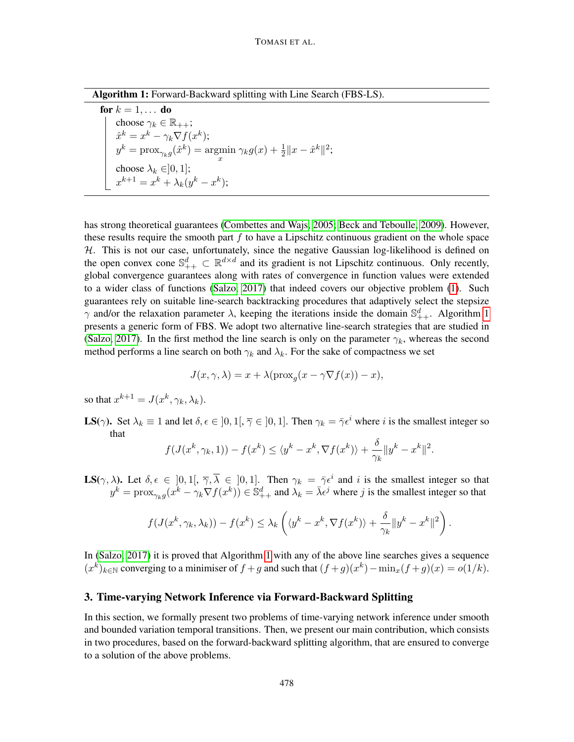**Algorithm 1:** Forward-Backward splitting with Line Search (FBS-LS).

**for** $k = 1, \dots$ **do**
- choose $\gamma_k \in \mathbb{R}_{++}$;
- $\hat{x}^k = x^k - \gamma_k \nabla f(x^k)$;
- $y^k = \mathrm{prox}_{\gamma_k g}(\hat{x}^k) = \operatorname*{argmin}_x \gamma_k g(x) + \frac{1}{2}\|x - \hat{x}^k\|^2$;
- choose $\lambda_k \in ]0, 1]$;
- $x^{k+1} = x^k + \lambda_k (y^k - x^k)$;

has strong theoretical guarantees (Combettes and Wajs, 2005; Beck and Teboulle, 2009). However, these results require the smooth part $f$ to have a Lipschitz continuous gradient on the whole space $\mathcal{H}$. This is not our case, unfortunately, since the negative Gaussian log-likelihood is defined on the open convex cone $\mathbb{S}^d_{++} \subset \mathbb{R}^{d \times d}$ and its gradient is not Lipschitz continuous. Only recently, global convergence guarantees along with rates of convergence in function values were extended to a wider class of functions (Salzo, 2017) that indeed covers our objective problem (1). Such guarantees rely on suitable line-search backtracking procedures that adaptively select the stepsize $\gamma$ and/or the relaxation parameter $\lambda$, keeping the iterations inside the domain $\mathbb{S}^d_{++}$. Algorithm 1 presents a generic form of FBS. We adopt two alternative line-search strategies that are studied in (Salzo, 2017). In the first method the line search is only on the parameter $\gamma_k$, whereas the second method performs a line search on both $\gamma_k$ and $\lambda_k$. For the sake of compactness we set

$$J(x, \gamma, \lambda) = x + \lambda(\mathrm{prox}_g(x - \gamma \nabla f(x)) - x),$$

so that $x^{k+1} = J(x^k, \gamma_k, \lambda_k)$.

**LS($\gamma$).** Set $\lambda_k \equiv 1$ and let $\delta, \epsilon \in ]0, 1[$, $\overline{\gamma} \in ]0, 1]$. Then $\gamma_k = \bar{\gamma}\epsilon^i$ where $i$ is the smallest integer so that

$$f(J(x^k, \gamma_k, 1)) - f(x^k) \leq \langle y^k - x^k, \nabla f(x^k) \rangle + \frac{\delta}{\gamma_k}\|y^k - x^k\|^2.$$

**LS($\gamma, \lambda$).** Let $\delta, \epsilon \in ]0, 1[$, $\overline{\gamma}, \overline{\lambda} \in ]0, 1]$. Then $\gamma_k = \bar{\gamma}\epsilon^i$ and $i$ is the smallest integer so that $y^k = \mathrm{prox}_{\gamma_k g}(x^k - \gamma_k \nabla f(x^k)) \in \mathbb{S}^d_{++}$ and $\lambda_k = \bar{\lambda}\epsilon^j$ where $j$ is the smallest integer so that

$$f(J(x^k, \gamma_k, \lambda_k)) - f(x^k) \leq \lambda_k \left( \langle y^k - x^k, \nabla f(x^k) \rangle + \frac{\delta}{\gamma_k}\|y^k - x^k\|^2 \right).$$

In (Salzo, 2017) it is proved that Algorithm 1 with any of the above line searches gives a sequence $(x^k)_{k \in \mathbb{N}}$ converging to a minimiser of $f + g$ and such that $(f + g)(x^k) - \min_x (f + g)(x) = o(1/k)$.

## 3. Time-varying Network Inference via Forward-Backward Splitting

In this section, we formally present two problems of time-varying network inference under smooth and bounded variation temporal transitions. Then, we present our main contribution, which consists in two procedures, based on the forward-backward splitting algorithm, that are ensured to converge to a solution of the above problems.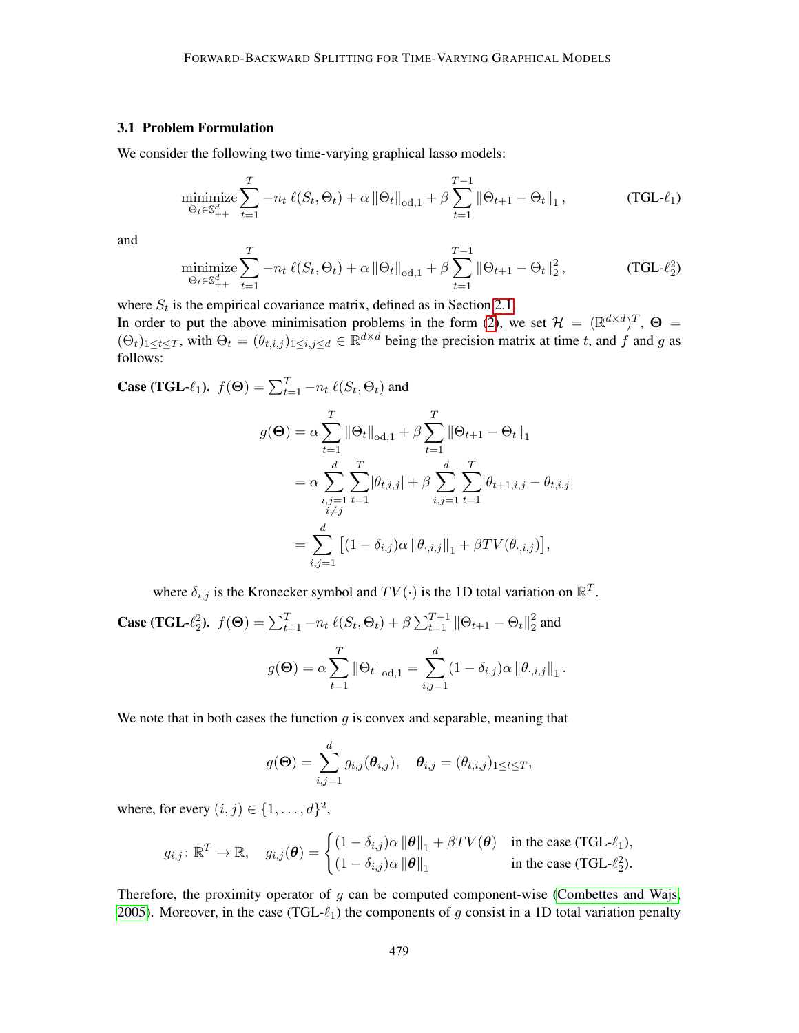### 3.1 Problem Formulation

We consider the following two time-varying graphical lasso models:

$$\underset{\Theta_t \in \mathbb{S}^d_{++}}{\text{minimize}} \sum_{t=1}^{T} -n_t \, \ell(S_t, \Theta_t) + \alpha \left\|\Theta_t\right\|_{\text{od},1} + \beta \sum_{t=1}^{T-1} \left\|\Theta_{t+1} - \Theta_t\right\|_1, \tag{TGL-$\ell_1$}$$

and

$$\underset{\Theta_t \in \mathbb{S}^d_{++}}{\text{minimize}} \sum_{t=1}^{T} -n_t \, \ell(S_t, \Theta_t) + \alpha \left\|\Theta_t\right\|_{\text{od},1} + \beta \sum_{t=1}^{T-1} \left\|\Theta_{t+1} - \Theta_t\right\|_2^2, \tag{TGL-$\ell_2^2$}$$

where $S_t$ is the empirical covariance matrix, defined as in Section 2.1.
In order to put the above minimisation problems in the form (2), we set $\mathcal{H} = (\mathbb{R}^{d \times d})^T$, $\boldsymbol{\Theta} = (\Theta_t)_{1 \le t \le T}$, with $\Theta_t = (\theta_{t,i,j})_{1 \le i,j \le d} \in \mathbb{R}^{d \times d}$ being the precision matrix at time $t$, and $f$ and $g$ as follows:

**Case (TGL-$\ell_1$).** $f(\boldsymbol{\Theta}) = \sum_{t=1}^{T} -n_t \, \ell(S_t, \Theta_t)$ and

$$\begin{aligned}
g(\boldsymbol{\Theta}) &= \alpha \sum_{t=1}^{T} \left\|\Theta_t\right\|_{\text{od},1} + \beta \sum_{t=1}^{T} \left\|\Theta_{t+1} - \Theta_t\right\|_1 \\
&= \alpha \sum_{\substack{i,j=1 \\ i \neq j}}^{d} \sum_{t=1}^{T} |\theta_{t,i,j}| + \beta \sum_{i,j=1}^{d} \sum_{t=1}^{T} |\theta_{t+1,i,j} - \theta_{t,i,j}| \\
&= \sum_{i,j=1}^{d} \left[(1 - \delta_{i,j})\alpha \left\|\theta_{\cdot,i,j}\right\|_1 + \beta TV(\theta_{\cdot,i,j})\right],
\end{aligned}$$

where $\delta_{i,j}$ is the Kronecker symbol and $TV(\cdot)$ is the 1D total variation on $\mathbb{R}^T$.

**Case (TGL-$\ell_2^2$).** $f(\boldsymbol{\Theta}) = \sum_{t=1}^{T} -n_t \, \ell(S_t, \Theta_t) + \beta \sum_{t=1}^{T-1} \left\|\Theta_{t+1} - \Theta_t\right\|_2^2$ and

$$g(\boldsymbol{\Theta}) = \alpha \sum_{t=1}^{T} \left\|\Theta_t\right\|_{\text{od},1} = \sum_{i,j=1}^{d} (1 - \delta_{i,j})\alpha \left\|\theta_{\cdot,i,j}\right\|_1.$$

We note that in both cases the function $g$ is convex and separable, meaning that

$$g(\boldsymbol{\Theta}) = \sum_{i,j=1}^{d} g_{i,j}(\boldsymbol{\theta}_{i,j}), \quad \boldsymbol{\theta}_{i,j} = (\theta_{t,i,j})_{1 \le t \le T},$$

where, for every $(i,j) \in \{1, \dots, d\}^2$,

$$g_{i,j} \colon \mathbb{R}^T \to \mathbb{R}, \quad g_{i,j}(\boldsymbol{\theta}) = \begin{cases} (1 - \delta_{i,j})\alpha \left\|\boldsymbol{\theta}\right\|_1 + \beta TV(\boldsymbol{\theta}) & \text{in the case (TGL-}\ell_1\text{)}, \\ (1 - \delta_{i,j})\alpha \left\|\boldsymbol{\theta}\right\|_1 & \text{in the case (TGL-}\ell_2^2\text{)}. \end{cases}$$

Therefore, the proximity operator of $g$ can be computed component-wise (Combettes and Wajs, 2005). Moreover, in the case (TGL-$\ell_1$) the components of $g$ consist in a 1D total variation penalty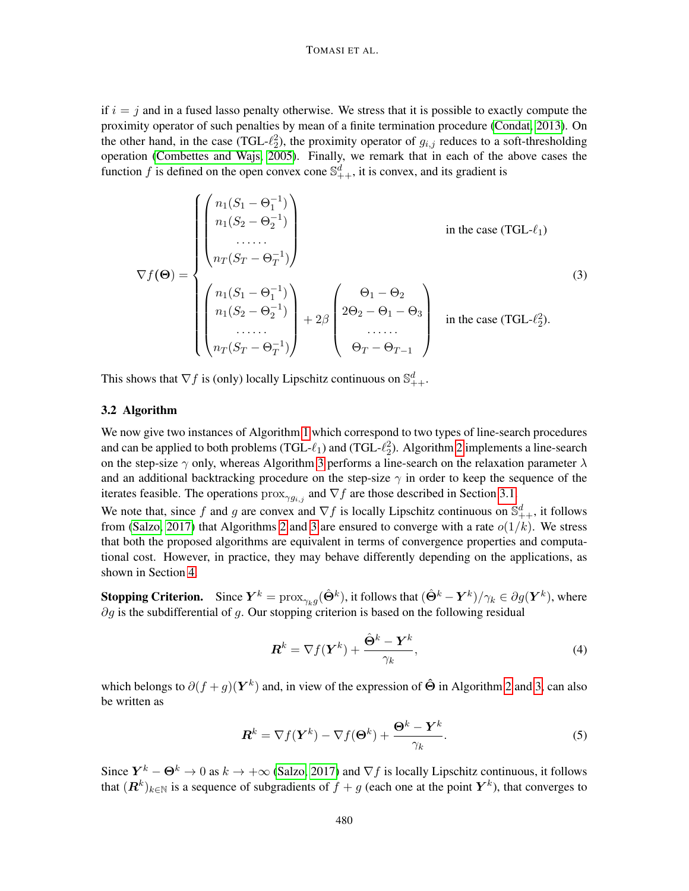if $i = j$ and in a fused lasso penalty otherwise. We stress that it is possible to exactly compute the proximity operator of such penalties by mean of a finite termination procedure (Condat, 2013). On the other hand, in the case (TGL-$\ell_2^2$), the proximity operator of $g_{i,j}$ reduces to a soft-thresholding operation (Combettes and Wajs, 2005). Finally, we remark that in each of the above cases the function $f$ is defined on the open convex cone $\mathbb{S}^d_{++}$, it is convex, and its gradient is

$$
\nabla f(\boldsymbol{\Theta}) = \begin{cases} \begin{pmatrix} n_1(S_1 - \Theta_1^{-1}) \\ n_1(S_2 - \Theta_2^{-1}) \\ \cdots\cdots \\ n_T(S_T - \Theta_T^{-1}) \end{pmatrix} & \text{in the case (TGL-}\ell_1\text{)} \\[2em] \begin{pmatrix} n_1(S_1 - \Theta_1^{-1}) \\ n_1(S_2 - \Theta_2^{-1}) \\ \cdots\cdots \\ n_T(S_T - \Theta_T^{-1}) \end{pmatrix} + 2\beta \begin{pmatrix} \Theta_1 - \Theta_2 \\ 2\Theta_2 - \Theta_1 - \Theta_3 \\ \cdots\cdots \\ \Theta_T - \Theta_{T-1} \end{pmatrix} & \text{in the case (TGL-}\ell_2^2\text{).} \end{cases} \tag{3}
$$

This shows that $\nabla f$ is (only) locally Lipschitz continuous on $\mathbb{S}^d_{++}$.

### 3.2 Algorithm

We now give two instances of Algorithm 1 which correspond to two types of line-search procedures and can be applied to both problems (TGL-$\ell_1$) and (TGL-$\ell_2^2$). Algorithm 2 implements a line-search on the step-size $\gamma$ only, whereas Algorithm 3 performs a line-search on the relaxation parameter $\lambda$ and an additional backtracking procedure on the step-size $\gamma$ in order to keep the sequence of the iterates feasible. The operations $\operatorname{prox}_{\gamma g_{i,j}}$ and $\nabla f$ are those described in Section 3.1.
We note that, since $f$ and $g$ are convex and $\nabla f$ is locally Lipschitz continuous on $\mathbb{S}^d_{++}$, it follows from (Salzo, 2017) that Algorithms 2 and 3 are ensured to converge with a rate $o(1/k)$. We stress that both the proposed algorithms are equivalent in terms of convergence properties and computational cost. However, in practice, they may behave differently depending on the applications, as shown in Section 4.

**Stopping Criterion.** Since $\boldsymbol{Y}^k = \operatorname{prox}_{\gamma_k g}(\hat{\boldsymbol{\Theta}}^k)$, it follows that $(\hat{\boldsymbol{\Theta}}^k - \boldsymbol{Y}^k)/\gamma_k \in \partial g(\boldsymbol{Y}^k)$, where $\partial g$ is the subdifferential of $g$. Our stopping criterion is based on the following residual

$$
\boldsymbol{R}^k = \nabla f(\boldsymbol{Y}^k) + \frac{\hat{\boldsymbol{\Theta}}^k - \boldsymbol{Y}^k}{\gamma_k}, \tag{4}
$$

which belongs to $\partial(f + g)(\boldsymbol{Y}^k)$ and, in view of the expression of $\hat{\boldsymbol{\Theta}}$ in Algorithm 2 and 3, can also be written as

$$
\boldsymbol{R}^k = \nabla f(\boldsymbol{Y}^k) - \nabla f(\boldsymbol{\Theta}^k) + \frac{\boldsymbol{\Theta}^k - \boldsymbol{Y}^k}{\gamma_k}. \tag{5}
$$

Since $\boldsymbol{Y}^k - \boldsymbol{\Theta}^k \to 0$ as $k \to +\infty$ (Salzo, 2017) and $\nabla f$ is locally Lipschitz continuous, it follows that $(\boldsymbol{R}^k)_{k \in \mathbb{N}}$ is a sequence of subgradients of $f + g$ (each one at the point $\boldsymbol{Y}^k$), that converges to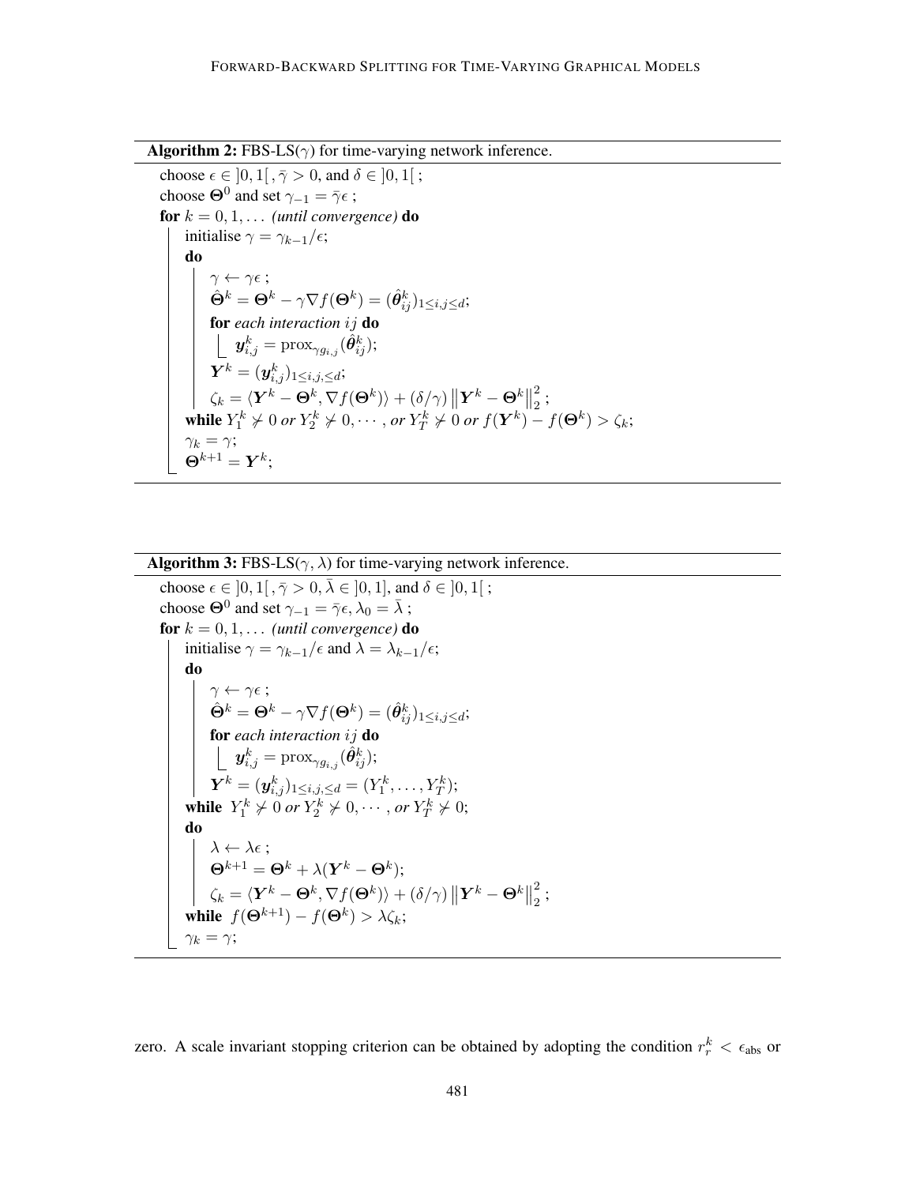**Algorithm 2:** FBS-LS($\gamma$) for time-varying network inference.

```
choose ϵ ∈ ]0,1[ , γ̄ > 0, and δ ∈ ]0,1[ ;
choose Θ^0 and set γ_{-1} = γ̄ϵ ;
for k = 0, 1, ... (until convergence) do
    initialise γ = γ_{k-1}/ϵ;
    do
        γ ← γϵ ;
        Θ̂^k = Θ^k − γ∇f(Θ^k) = (θ̂^k_{ij})_{1≤i,j≤d};
        for each interaction ij do
            y^k_{i,j} = prox_{γ g_{i,j}}(θ̂^k_{ij});
        Y^k = (y^k_{i,j})_{1≤i,j,≤d};
        ζ_k = ⟨Y^k − Θ^k, ∇f(Θ^k)⟩ + (δ/γ) ‖Y^k − Θ^k‖_2^2 ;
    while Y^k_1 ⊁ 0 or Y^k_2 ⊁ 0, ··· , or Y^k_T ⊁ 0 or f(Y^k) − f(Θ^k) > ζ_k;
    γ_k = γ;
    Θ^{k+1} = Y^k;
```

**Algorithm 3:** FBS-LS($\gamma$, $\lambda$) for time-varying network inference.

```
choose ϵ ∈ ]0,1[ , γ̄ > 0, λ̄ ∈ ]0,1], and δ ∈ ]0,1[ ;
choose Θ^0 and set γ_{-1} = γ̄ϵ, λ_0 = λ̄ ;
for k = 0, 1, ... (until convergence) do
    initialise γ = γ_{k-1}/ϵ and λ = λ_{k-1}/ϵ;
    do
        γ ← γϵ ;
        Θ̂^k = Θ^k − γ∇f(Θ^k) = (θ̂^k_{ij})_{1≤i,j≤d};
        for each interaction ij do
            y^k_{i,j} = prox_{γ g_{i,j}}(θ̂^k_{ij});
        Y^k = (y^k_{i,j})_{1≤i,j,≤d} = (Y^k_1, ..., Y^k_T);
    while Y^k_1 ⊁ 0 or Y^k_2 ⊁ 0, ··· , or Y^k_T ⊁ 0;
    do
        λ ← λϵ ;
        Θ^{k+1} = Θ^k + λ(Y^k − Θ^k);
        ζ_k = ⟨Y^k − Θ^k, ∇f(Θ^k)⟩ + (δ/γ) ‖Y^k − Θ^k‖_2^2 ;
    while f(Θ^{k+1}) − f(Θ^k) > λζ_k;
    γ_k = γ;
```

zero. A scale invariant stopping criterion can be obtained by adopting the condition $r_r^k < \epsilon_{\text{abs}}$ or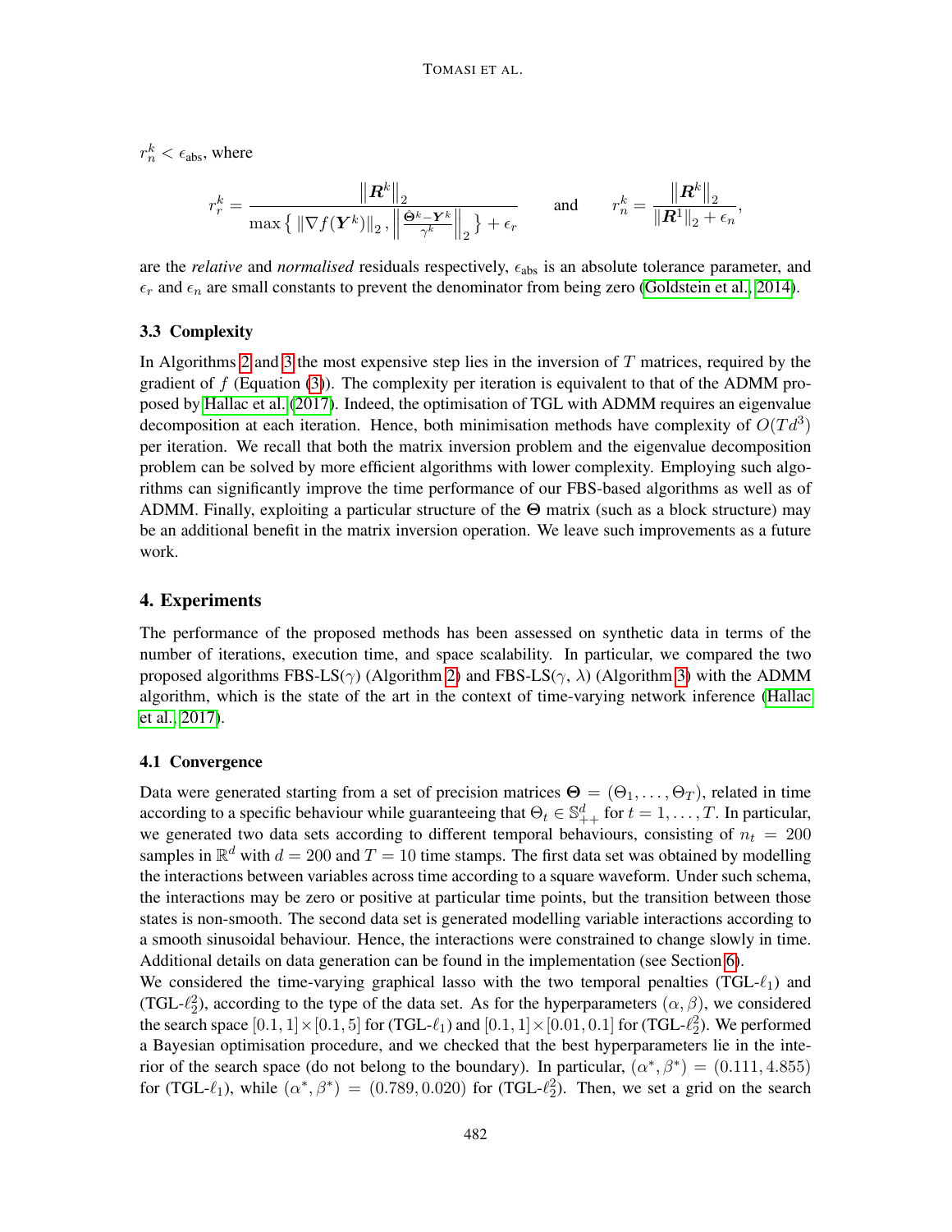$r_n^k < \epsilon_{\text{abs}}$, where

$$r_r^k = \frac{\left\|\boldsymbol{R}^k\right\|_2}{\max\left\{ \left\|\nabla f(\boldsymbol{Y}^k)\right\|_2, \left\|\frac{\hat{\boldsymbol{\Theta}}^k - \boldsymbol{Y}^k}{\gamma^k}\right\|_2 \right\} + \epsilon_r} \qquad \text{and} \qquad r_n^k = \frac{\left\|\boldsymbol{R}^k\right\|_2}{\left\|\boldsymbol{R}^1\right\|_2 + \epsilon_n},$$

are the *relative* and *normalised* residuals respectively, $\epsilon_{\text{abs}}$ is an absolute tolerance parameter, and $\epsilon_r$ and $\epsilon_n$ are small constants to prevent the denominator from being zero (Goldstein et al., 2014).

### 3.3 Complexity

In Algorithms 2 and 3 the most expensive step lies in the inversion of $T$ matrices, required by the gradient of $f$ (Equation (3)). The complexity per iteration is equivalent to that of the ADMM proposed by Hallac et al. (2017). Indeed, the optimisation of TGL with ADMM requires an eigenvalue decomposition at each iteration. Hence, both minimisation methods have complexity of $O(Td^3)$ per iteration. We recall that both the matrix inversion problem and the eigenvalue decomposition problem can be solved by more efficient algorithms with lower complexity. Employing such algorithms can significantly improve the time performance of our FBS-based algorithms as well as of ADMM. Finally, exploiting a particular structure of the $\boldsymbol{\Theta}$ matrix (such as a block structure) may be an additional benefit in the matrix inversion operation. We leave such improvements as a future work.

## 4. Experiments

The performance of the proposed methods has been assessed on synthetic data in terms of the number of iterations, execution time, and space scalability. In particular, we compared the two proposed algorithms FBS-LS($\gamma$) (Algorithm 2) and FBS-LS($\gamma$, $\lambda$) (Algorithm 3) with the ADMM algorithm, which is the state of the art in the context of time-varying network inference (Hallac et al., 2017).

### 4.1 Convergence

Data were generated starting from a set of precision matrices $\boldsymbol{\Theta} = (\Theta_1, \dots, \Theta_T)$, related in time according to a specific behaviour while guaranteeing that $\Theta_t \in \mathbb{S}_{++}^d$ for $t = 1, \dots, T$. In particular, we generated two data sets according to different temporal behaviours, consisting of $n_t = 200$ samples in $\mathbb{R}^d$ with $d = 200$ and $T = 10$ time stamps. The first data set was obtained by modelling the interactions between variables across time according to a square waveform. Under such schema, the interactions may be zero or positive at particular time points, but the transition between those states is non-smooth. The second data set is generated modelling variable interactions according to a smooth sinusoidal behaviour. Hence, the interactions were constrained to change slowly in time. Additional details on data generation can be found in the implementation (see Section 6).

We considered the time-varying graphical lasso with the two temporal penalties (TGL-$\ell_1$) and (TGL-$\ell_2^2$), according to the type of the data set. As for the hyperparameters $(\alpha, \beta)$, we considered the search space $[0.1, 1] \times [0.1, 5]$ for (TGL-$\ell_1$) and $[0.1, 1] \times [0.01, 0.1]$ for (TGL-$\ell_2^2$). We performed a Bayesian optimisation procedure, and we checked that the best hyperparameters lie in the interior of the search space (do not belong to the boundary). In particular, $(\alpha^*, \beta^*) = (0.111, 4.855)$ for (TGL-$\ell_1$), while $(\alpha^*, \beta^*) = (0.789, 0.020)$ for (TGL-$\ell_2^2$). Then, we set a grid on the search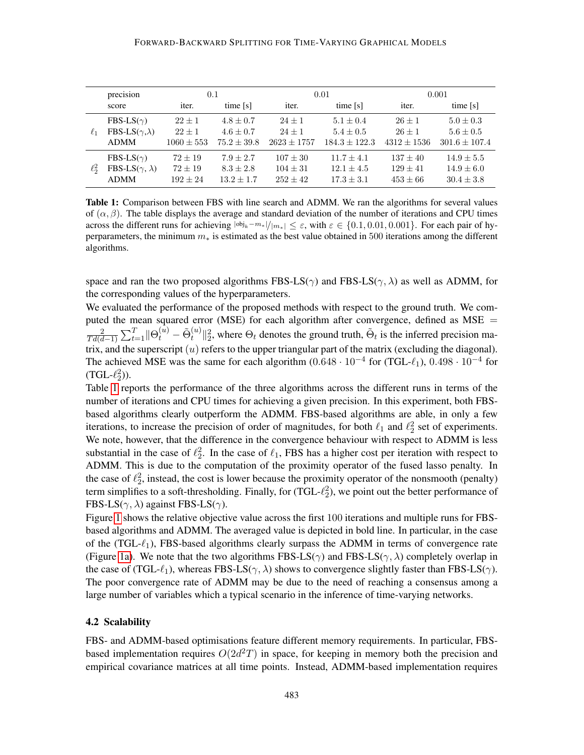| | precision | 0.1 | | 0.01 | | 0.001 | |
|---|---|---|---|---|---|---|---|
| | score | iter. | time [s] | iter. | time [s] | iter. | time [s] |
| $\ell_1$ | FBS-LS($\gamma$) | $22 \pm 1$ | $4.8 \pm 0.7$ | $24 \pm 1$ | $5.1 \pm 0.4$ | $26 \pm 1$ | $5.0 \pm 0.3$ |
| | FBS-LS($\gamma$,$\lambda$) | $22 \pm 1$ | $4.6 \pm 0.7$ | $24 \pm 1$ | $5.4 \pm 0.5$ | $26 \pm 1$ | $5.6 \pm 0.5$ |
| | ADMM | $1060 \pm 553$ | $75.2 \pm 39.8$ | $2623 \pm 1757$ | $184.3 \pm 122.3$ | $4312 \pm 1536$ | $301.6 \pm 107.4$ |
| $\ell_2^2$ | FBS-LS($\gamma$) | $72 \pm 19$ | $7.9 \pm 2.7$ | $107 \pm 30$ | $11.7 \pm 4.1$ | $137 \pm 40$ | $14.9 \pm 5.5$ |
| | FBS-LS($\gamma$, $\lambda$) | $72 \pm 19$ | $8.3 \pm 2.8$ | $104 \pm 31$ | $12.1 \pm 4.5$ | $129 \pm 41$ | $14.9 \pm 6.0$ |
| | ADMM | $192 \pm 24$ | $13.2 \pm 1.7$ | $252 \pm 42$ | $17.3 \pm 3.1$ | $453 \pm 66$ | $30.4 \pm 3.8$ |

**Table 1:** Comparison between FBS with line search and ADMM. We ran the algorithms for several values of $(\alpha, \beta)$. The table displays the average and standard deviation of the number of iterations and CPU times across the different runs for achieving $|\text{obj}_k - m_*|/|m_*| \leq \varepsilon$, with $\varepsilon \in \{0.1, 0.01, 0.001\}$. For each pair of hyperparameters, the minimum $m_*$ is estimated as the best value obtained in 500 iterations among the different algorithms.

space and ran the two proposed algorithms FBS-LS($\gamma$) and FBS-LS($\gamma, \lambda$) as well as ADMM, for the corresponding values of the hyperparameters.

We evaluated the performance of the proposed methods with respect to the ground truth. We computed the mean squared error (MSE) for each algorithm after convergence, defined as $\text{MSE} = \frac{2}{Td(d-1)} \sum_{t=1}^{T} \|\Theta_t^{(u)} - \tilde{\Theta}_t^{(u)}\|_2^2$, where $\Theta_t$ denotes the ground truth, $\tilde{\Theta}_t$ is the inferred precision matrix, and the superscript $(u)$ refers to the upper triangular part of the matrix (excluding the diagonal). The achieved MSE was the same for each algorithm ($0.648 \cdot 10^{-4}$ for (TGL-$\ell_1$), $0.498 \cdot 10^{-4}$ for (TGL-$\ell_2^2$)).

Table 1 reports the performance of the three algorithms across the different runs in terms of the number of iterations and CPU times for achieving a given precision. In this experiment, both FBS-based algorithms clearly outperform the ADMM. FBS-based algorithms are able, in only a few iterations, to increase the precision of order of magnitudes, for both $\ell_1$ and $\ell_2^2$ set of experiments. We note, however, that the difference in the convergence behaviour with respect to ADMM is less substantial in the case of $\ell_2^2$. In the case of $\ell_1$, FBS has a higher cost per iteration with respect to ADMM. This is due to the computation of the proximity operator of the fused lasso penalty. In the case of $\ell_2^2$, instead, the cost is lower because the proximity operator of the nonsmooth (penalty) term simplifies to a soft-thresholding. Finally, for (TGL-$\ell_2^2$), we point out the better performance of FBS-LS($\gamma, \lambda$) against FBS-LS($\gamma$).

Figure 1 shows the relative objective value across the first 100 iterations and multiple runs for FBS-based algorithms and ADMM. The averaged value is depicted in bold line. In particular, in the case of the (TGL-$\ell_1$), FBS-based algorithms clearly surpass the ADMM in terms of convergence rate (Figure 1a). We note that the two algorithms FBS-LS($\gamma$) and FBS-LS($\gamma, \lambda$) completely overlap in the case of (TGL-$\ell_1$), whereas FBS-LS($\gamma, \lambda$) shows to convergence slightly faster than FBS-LS($\gamma$). The poor convergence rate of ADMM may be due to the need of reaching a consensus among a large number of variables which a typical scenario in the inference of time-varying networks.

### 4.2 Scalability

FBS- and ADMM-based optimisations feature different memory requirements. In particular, FBS-based implementation requires $O(2d^2T)$ in space, for keeping in memory both the precision and empirical covariance matrices at all time points. Instead, ADMM-based implementation requires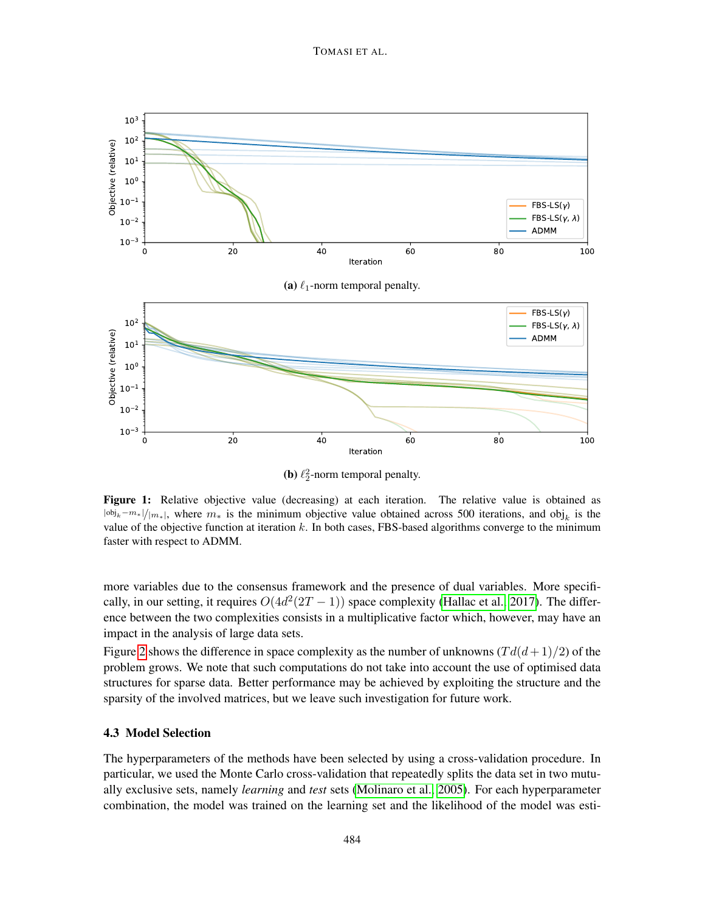(a) $\ell_1$-norm temporal penalty.

(b) $\ell_2^2$-norm temporal penalty.

**Figure 1:** Relative objective value (decreasing) at each iteration. The relative value is obtained as $|\text{obj}_k - m_*|/|m_*|$, where $m_*$ is the minimum objective value obtained across 500 iterations, and $\text{obj}_k$ is the value of the objective function at iteration $k$. In both cases, FBS-based algorithms converge to the minimum faster with respect to ADMM.

more variables due to the consensus framework and the presence of dual variables. More specifically, in our setting, it requires $O(4d^2(2T-1))$ space complexity (Hallac et al., 2017). The difference between the two complexities consists in a multiplicative factor which, however, may have an impact in the analysis of large data sets.

Figure 2 shows the difference in space complexity as the number of unknowns ($Td(d+1)/2$) of the problem grows. We note that such computations do not take into account the use of optimised data structures for sparse data. Better performance may be achieved by exploiting the structure and the sparsity of the involved matrices, but we leave such investigation for future work.

### 4.3 Model Selection

The hyperparameters of the methods have been selected by using a cross-validation procedure. In particular, we used the Monte Carlo cross-validation that repeatedly splits the data set in two mutually exclusive sets, namely *learning* and *test* sets (Molinaro et al., 2005). For each hyperparameter combination, the model was trained on the learning set and the likelihood of the model was esti-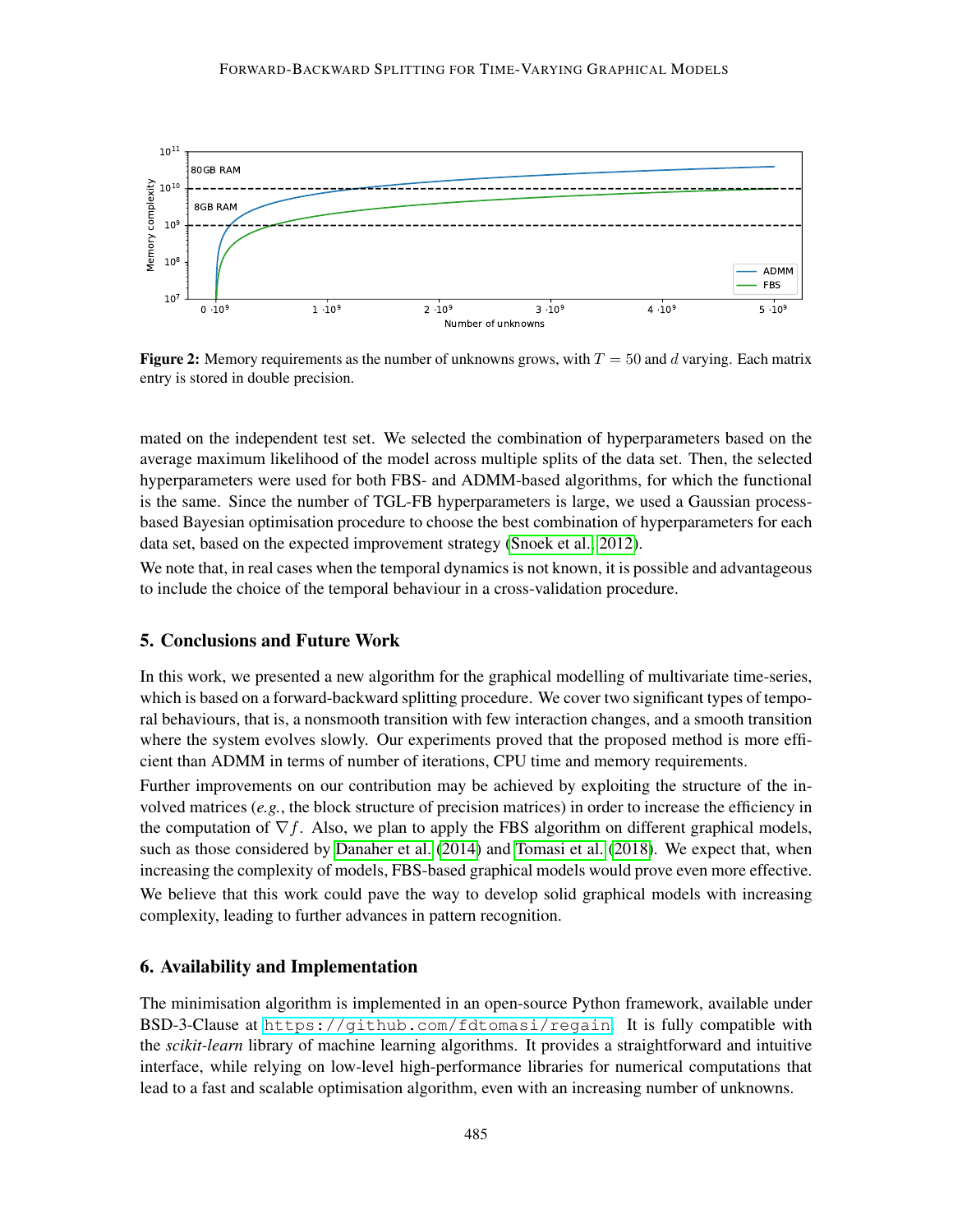**Figure 2:** Memory requirements as the number of unknowns grows, with $T = 50$ and $d$ varying. Each matrix entry is stored in double precision.

mated on the independent test set. We selected the combination of hyperparameters based on the average maximum likelihood of the model across multiple splits of the data set. Then, the selected hyperparameters were used for both FBS- and ADMM-based algorithms, for which the functional is the same. Since the number of TGL-FB hyperparameters is large, we used a Gaussian process-based Bayesian optimisation procedure to choose the best combination of hyperparameters for each data set, based on the expected improvement strategy (Snoek et al., 2012).

We note that, in real cases when the temporal dynamics is not known, it is possible and advantageous to include the choice of the temporal behaviour in a cross-validation procedure.

## 5. Conclusions and Future Work

In this work, we presented a new algorithm for the graphical modelling of multivariate time-series, which is based on a forward-backward splitting procedure. We cover two significant types of temporal behaviours, that is, a nonsmooth transition with few interaction changes, and a smooth transition where the system evolves slowly. Our experiments proved that the proposed method is more efficient than ADMM in terms of number of iterations, CPU time and memory requirements.

Further improvements on our contribution may be achieved by exploiting the structure of the involved matrices (*e.g.*, the block structure of precision matrices) in order to increase the efficiency in the computation of $\nabla f$. Also, we plan to apply the FBS algorithm on different graphical models, such as those considered by Danaher et al. (2014) and Tomasi et al. (2018). We expect that, when increasing the complexity of models, FBS-based graphical models would prove even more effective. We believe that this work could pave the way to develop solid graphical models with increasing complexity, leading to further advances in pattern recognition.

## 6. Availability and Implementation

The minimisation algorithm is implemented in an open-source Python framework, available under BSD-3-Clause at `https://github.com/fdtomasi/regain`. It is fully compatible with the *scikit-learn* library of machine learning algorithms. It provides a straightforward and intuitive interface, while relying on low-level high-performance libraries for numerical computations that lead to a fast and scalable optimisation algorithm, even with an increasing number of unknowns.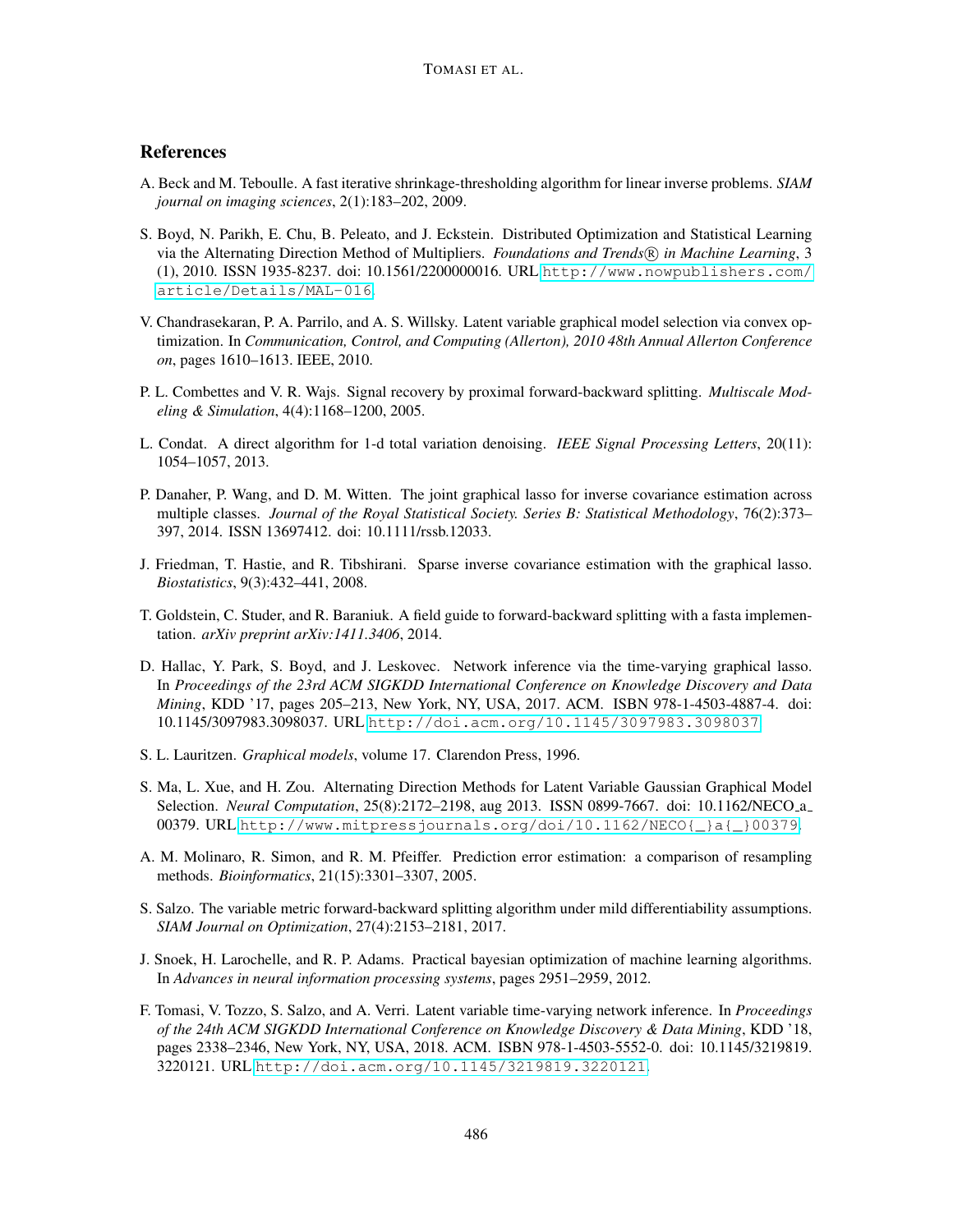## References

A. Beck and M. Teboulle. A fast iterative shrinkage-thresholding algorithm for linear inverse problems. *SIAM journal on imaging sciences*, 2(1):183–202, 2009.

S. Boyd, N. Parikh, E. Chu, B. Peleato, and J. Eckstein. Distributed Optimization and Statistical Learning via the Alternating Direction Method of Multipliers. *Foundations and Trends® in Machine Learning*, 3 (1), 2010. ISSN 1935-8237. doi: 10.1561/2200000016. URL http://www.nowpublishers.com/article/Details/MAL-016.

V. Chandrasekaran, P. A. Parrilo, and A. S. Willsky. Latent variable graphical model selection via convex optimization. In *Communication, Control, and Computing (Allerton), 2010 48th Annual Allerton Conference on*, pages 1610–1613. IEEE, 2010.

P. L. Combettes and V. R. Wajs. Signal recovery by proximal forward-backward splitting. *Multiscale Modeling & Simulation*, 4(4):1168–1200, 2005.

L. Condat. A direct algorithm for 1-d total variation denoising. *IEEE Signal Processing Letters*, 20(11): 1054–1057, 2013.

P. Danaher, P. Wang, and D. M. Witten. The joint graphical lasso for inverse covariance estimation across multiple classes. *Journal of the Royal Statistical Society. Series B: Statistical Methodology*, 76(2):373–397, 2014. ISSN 13697412. doi: 10.1111/rssb.12033.

J. Friedman, T. Hastie, and R. Tibshirani. Sparse inverse covariance estimation with the graphical lasso. *Biostatistics*, 9(3):432–441, 2008.

T. Goldstein, C. Studer, and R. Baraniuk. A field guide to forward-backward splitting with a fasta implementation. *arXiv preprint arXiv:1411.3406*, 2014.

D. Hallac, Y. Park, S. Boyd, and J. Leskovec. Network inference via the time-varying graphical lasso. In *Proceedings of the 23rd ACM SIGKDD International Conference on Knowledge Discovery and Data Mining*, KDD '17, pages 205–213, New York, NY, USA, 2017. ACM. ISBN 978-1-4503-4887-4. doi: 10.1145/3097983.3098037. URL http://doi.acm.org/10.1145/3097983.3098037.

S. L. Lauritzen. *Graphical models*, volume 17. Clarendon Press, 1996.

S. Ma, L. Xue, and H. Zou. Alternating Direction Methods for Latent Variable Gaussian Graphical Model Selection. *Neural Computation*, 25(8):2172–2198, aug 2013. ISSN 0899-7667. doi: 10.1162/NECO_a_00379. URL http://www.mitpressjournals.org/doi/10.1162/NECO{_}a{_}00379.

A. M. Molinaro, R. Simon, and R. M. Pfeiffer. Prediction error estimation: a comparison of resampling methods. *Bioinformatics*, 21(15):3301–3307, 2005.

S. Salzo. The variable metric forward-backward splitting algorithm under mild differentiability assumptions. *SIAM Journal on Optimization*, 27(4):2153–2181, 2017.

J. Snoek, H. Larochelle, and R. P. Adams. Practical bayesian optimization of machine learning algorithms. In *Advances in neural information processing systems*, pages 2951–2959, 2012.

F. Tomasi, V. Tozzo, S. Salzo, and A. Verri. Latent variable time-varying network inference. In *Proceedings of the 24th ACM SIGKDD International Conference on Knowledge Discovery & Data Mining*, KDD '18, pages 2338–2346, New York, NY, USA, 2018. ACM. ISBN 978-1-4503-5552-0. doi: 10.1145/3219819.3220121. URL http://doi.acm.org/10.1145/3219819.3220121.